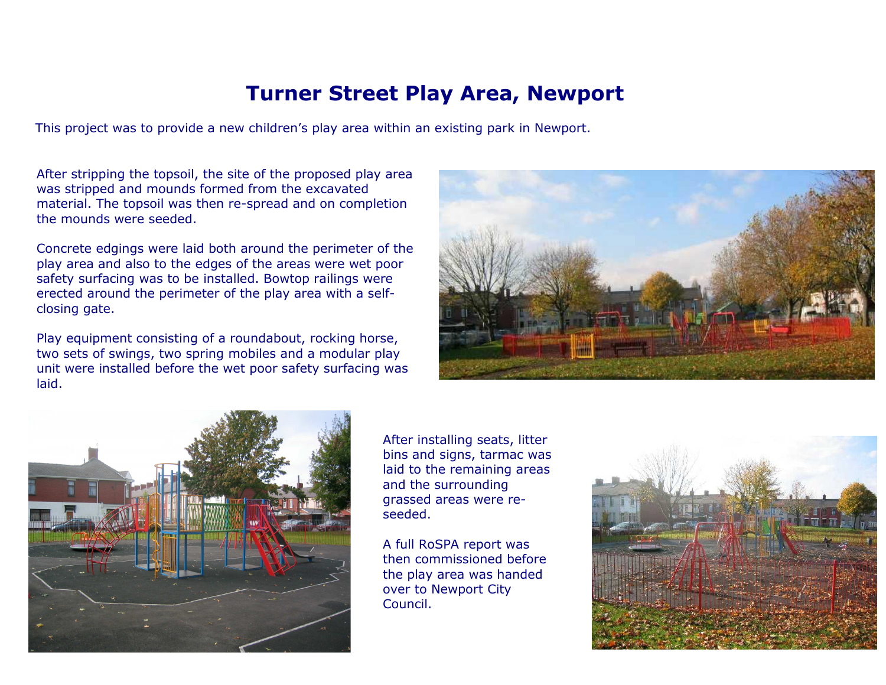# Turner Street Play Area, Newport

This project was to provide a new children's play area within an existing park in Newport.

After stripping the topsoil, the site of the proposed play area was stripped and mounds formed from the excavated material. The topsoil was then re-spread and on completion the mounds were seeded.

Concrete edgings were laid both around the perimeter of the play area and also to the edges of the areas were wet poor safety surfacing was to be installed. Bowtop railings were erected around the perimeter of the play area with a self-closing gate.

Play equipment consisting of a roundabout, rocking horse, two sets of swings, two spring mobiles and a modular play unit were installed before the wet poor safety surfacing was laid.

After installing seats, litter bins and signs, tarmac was laid to the remaining areas and the surrounding grassed areas were re-seeded.

A full RoSPA report was then commissioned before the play area was handed over to Newport City Council.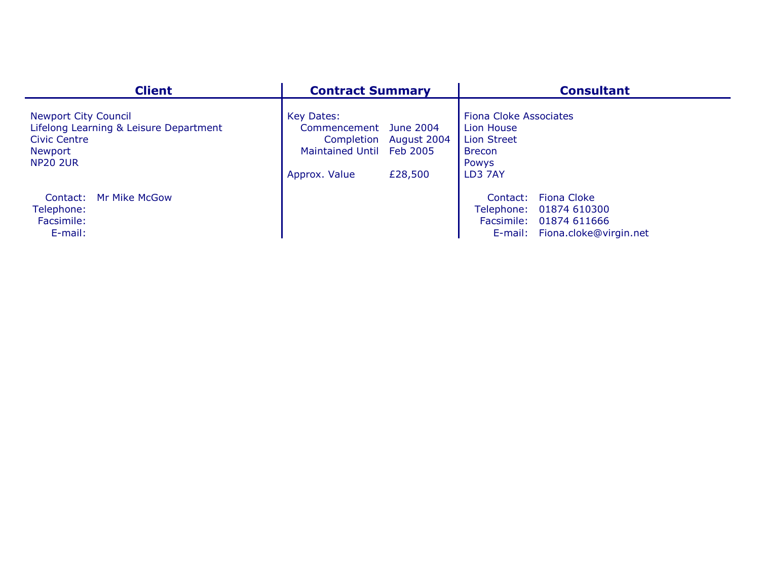| Client | Contract Summary | Consultant |
|---|---|---|
| Newport City Council<br>Lifelong Learning & Leisure Department<br>Civic Centre<br>Newport<br>NP20 2UR | Key Dates:<br>Commencement June 2004<br>Completion August 2004<br>Maintained Until Feb 2005<br><br>Approx. Value £28,500 | Fiona Cloke Associates<br>Lion House<br>Lion Street<br>Brecon<br>Powys<br>LD3 7AY |
| Contact: Mr Mike McGow<br>Telephone:<br>Facsimile:<br>E-mail: | | Contact: Fiona Cloke<br>Telephone: 01874 610300<br>Facsimile: 01874 611666<br>E-mail: Fiona.cloke@virgin.net |